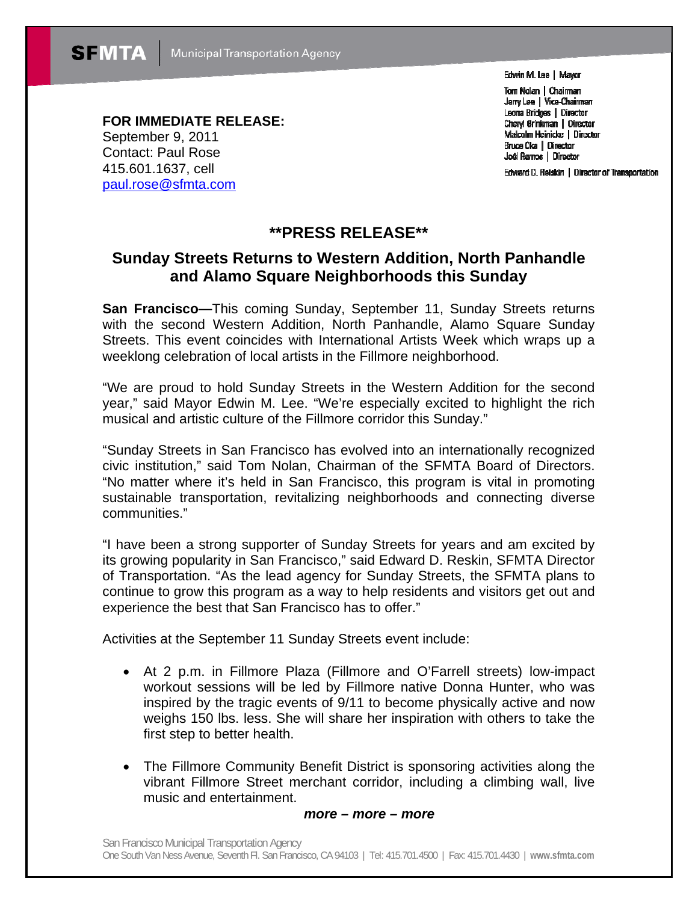SFMTA | Municipal Transportation Agency

Edwin M. Lee | Mayor

Tom Nolan | Chairman
Jerry Lee | Vice-Chairman
Leona Bridges | Director
Cheryl Brinkman | Director
Malcolm Heinicke | Director
Bruce Oka | Director
Joél Ramos | Director

Edward D. Reiskin | Director of Transportation

**FOR IMMEDIATE RELEASE:**
September 9, 2011
Contact: Paul Rose
415.601.1637, cell
paul.rose@sfmta.com

## **PRESS RELEASE**

## Sunday Streets Returns to Western Addition, North Panhandle and Alamo Square Neighborhoods this Sunday

**San Francisco—**This coming Sunday, September 11, Sunday Streets returns with the second Western Addition, North Panhandle, Alamo Square Sunday Streets. This event coincides with International Artists Week which wraps up a weeklong celebration of local artists in the Fillmore neighborhood.

"We are proud to hold Sunday Streets in the Western Addition for the second year," said Mayor Edwin M. Lee. "We're especially excited to highlight the rich musical and artistic culture of the Fillmore corridor this Sunday."

"Sunday Streets in San Francisco has evolved into an internationally recognized civic institution," said Tom Nolan, Chairman of the SFMTA Board of Directors. "No matter where it's held in San Francisco, this program is vital in promoting sustainable transportation, revitalizing neighborhoods and connecting diverse communities."

"I have been a strong supporter of Sunday Streets for years and am excited by its growing popularity in San Francisco," said Edward D. Reskin, SFMTA Director of Transportation. "As the lead agency for Sunday Streets, the SFMTA plans to continue to grow this program as a way to help residents and visitors get out and experience the best that San Francisco has to offer."

Activities at the September 11 Sunday Streets event include:

- At 2 p.m. in Fillmore Plaza (Fillmore and O'Farrell streets) low-impact workout sessions will be led by Fillmore native Donna Hunter, who was inspired by the tragic events of 9/11 to become physically active and now weighs 150 lbs. less. She will share her inspiration with others to take the first step to better health.
- The Fillmore Community Benefit District is sponsoring activities along the vibrant Fillmore Street merchant corridor, including a climbing wall, live music and entertainment.

***more – more – more***

San Francisco Municipal Transportation Agency
One South Van Ness Avenue, Seventh Fl. San Francisco, CA 94103 | Tel: 415.701.4500 | Fax: 415.701.4430 | **www.sfmta.com**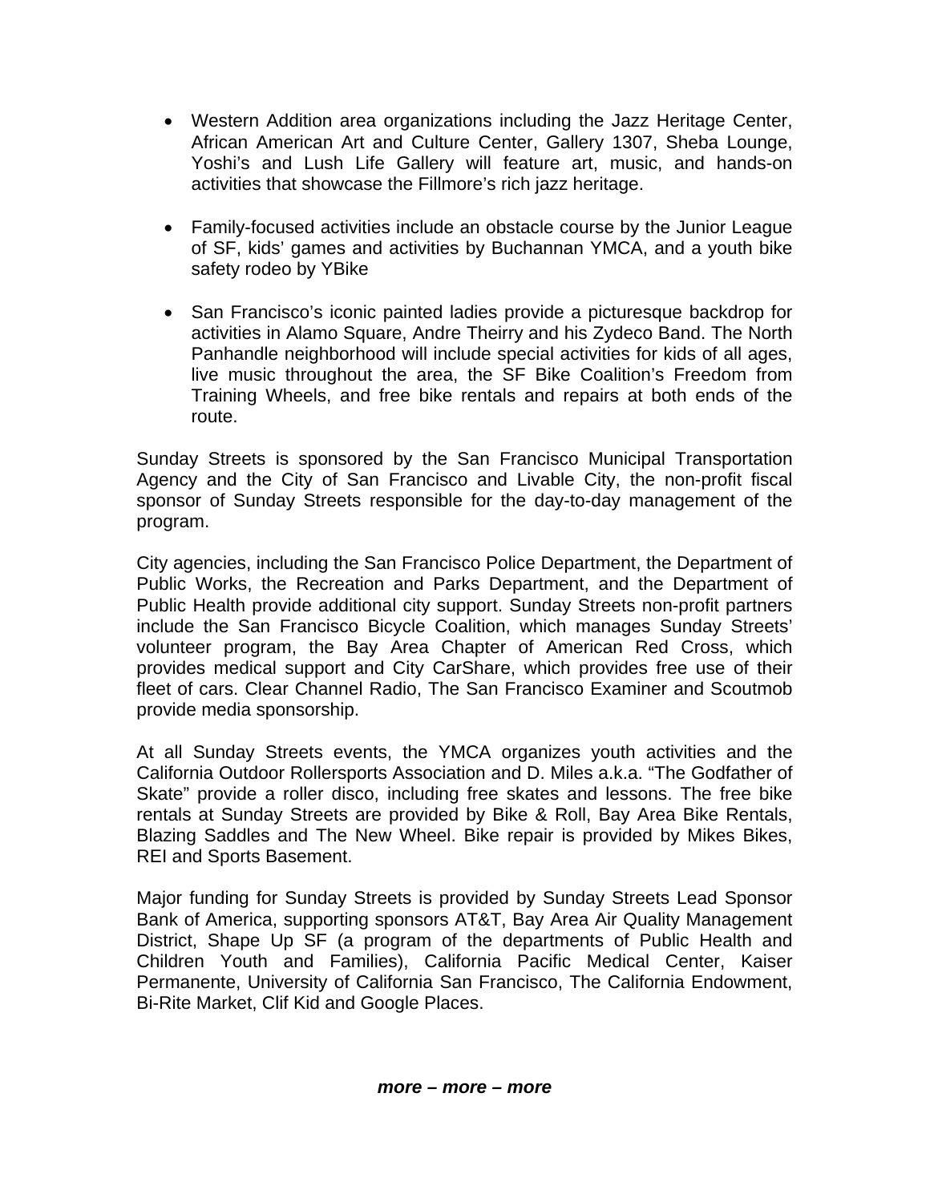- Western Addition area organizations including the Jazz Heritage Center, African American Art and Culture Center, Gallery 1307, Sheba Lounge, Yoshi's and Lush Life Gallery will feature art, music, and hands-on activities that showcase the Fillmore's rich jazz heritage.

- Family-focused activities include an obstacle course by the Junior League of SF, kids' games and activities by Buchannan YMCA, and a youth bike safety rodeo by YBike

- San Francisco's iconic painted ladies provide a picturesque backdrop for activities in Alamo Square, Andre Theirry and his Zydeco Band. The North Panhandle neighborhood will include special activities for kids of all ages, live music throughout the area, the SF Bike Coalition's Freedom from Training Wheels, and free bike rentals and repairs at both ends of the route.

Sunday Streets is sponsored by the San Francisco Municipal Transportation Agency and the City of San Francisco and Livable City, the non-profit fiscal sponsor of Sunday Streets responsible for the day-to-day management of the program.

City agencies, including the San Francisco Police Department, the Department of Public Works, the Recreation and Parks Department, and the Department of Public Health provide additional city support. Sunday Streets non-profit partners include the San Francisco Bicycle Coalition, which manages Sunday Streets' volunteer program, the Bay Area Chapter of American Red Cross, which provides medical support and City CarShare, which provides free use of their fleet of cars. Clear Channel Radio, The San Francisco Examiner and Scoutmob provide media sponsorship.

At all Sunday Streets events, the YMCA organizes youth activities and the California Outdoor Rollersports Association and D. Miles a.k.a. "The Godfather of Skate" provide a roller disco, including free skates and lessons. The free bike rentals at Sunday Streets are provided by Bike & Roll, Bay Area Bike Rentals, Blazing Saddles and The New Wheel. Bike repair is provided by Mikes Bikes, REI and Sports Basement.

Major funding for Sunday Streets is provided by Sunday Streets Lead Sponsor Bank of America, supporting sponsors AT&T, Bay Area Air Quality Management District, Shape Up SF (a program of the departments of Public Health and Children Youth and Families), California Pacific Medical Center, Kaiser Permanente, University of California San Francisco, The California Endowment, Bi-Rite Market, Clif Kid and Google Places.

***more – more – more***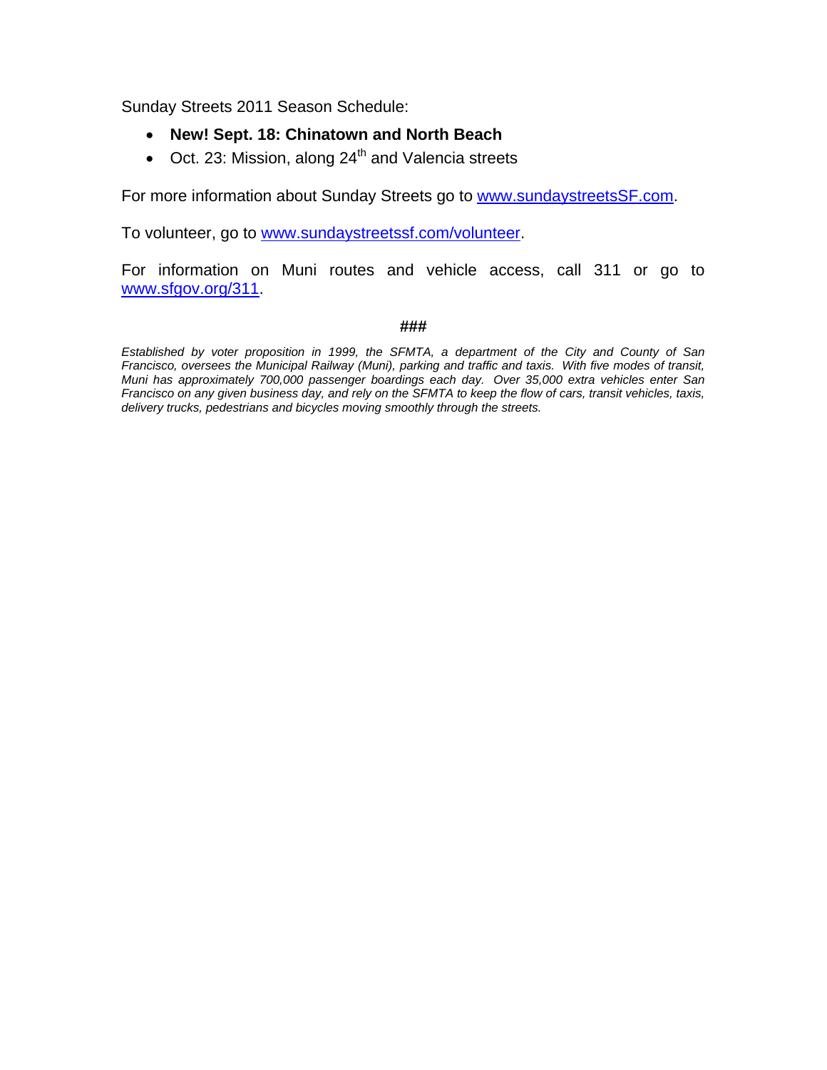Sunday Streets 2011 Season Schedule:

- **New! Sept. 18: Chinatown and North Beach**
- Oct. 23: Mission, along 24th and Valencia streets

For more information about Sunday Streets go to www.sundaystreetsSF.com.

To volunteer, go to www.sundaystreetssf.com/volunteer.

For information on Muni routes and vehicle access, call 311 or go to www.sfgov.org/311.

**###**

*Established by voter proposition in 1999, the SFMTA, a department of the City and County of San Francisco, oversees the Municipal Railway (Muni), parking and traffic and taxis. With five modes of transit, Muni has approximately 700,000 passenger boardings each day. Over 35,000 extra vehicles enter San Francisco on any given business day, and rely on the SFMTA to keep the flow of cars, transit vehicles, taxis, delivery trucks, pedestrians and bicycles moving smoothly through the streets.*